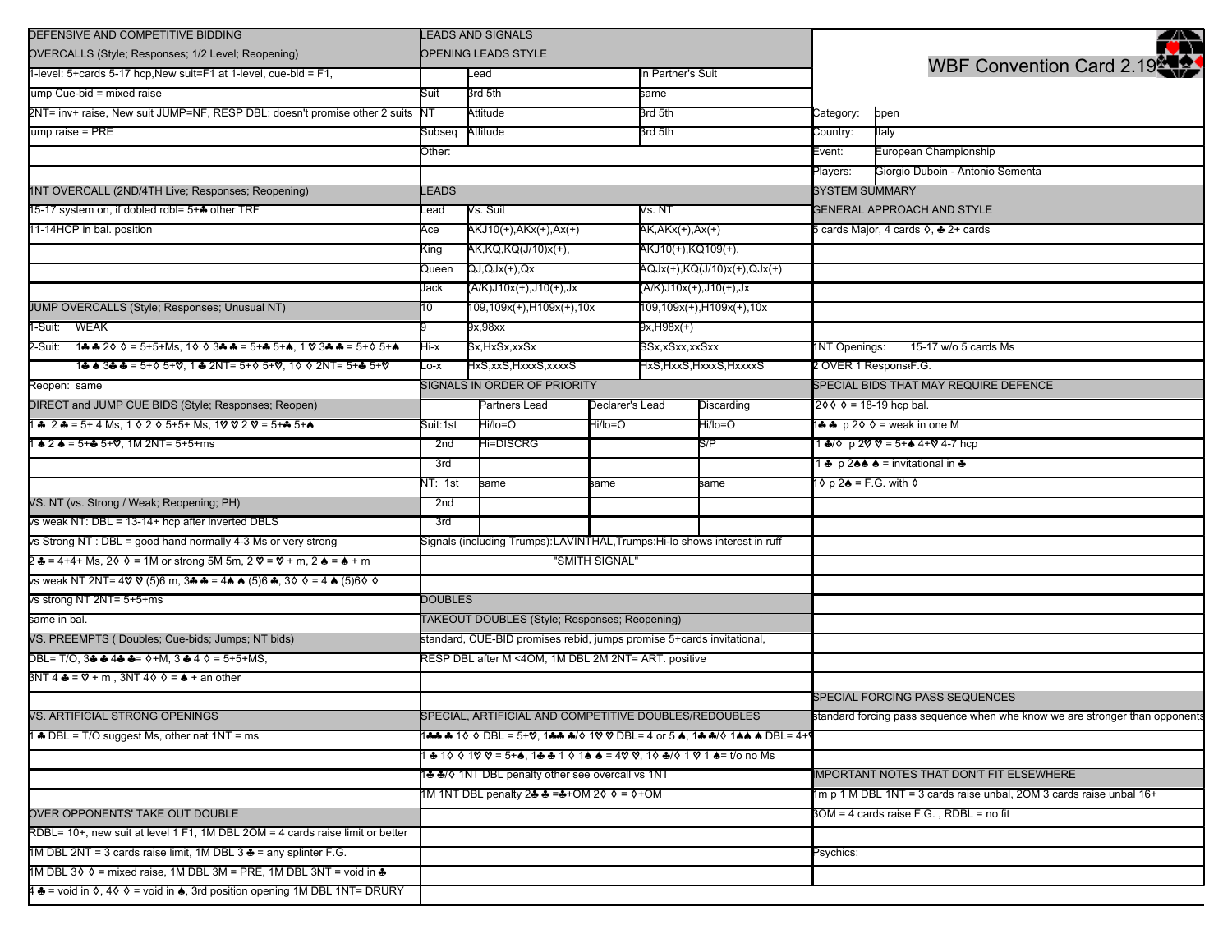# WBF Convention Card 2.19

| | |
|---|---|
| Category: | open |
| Country: | Italy |
| Event: | European Championship |
| Players: | Giorgio Duboin - Antonio Sementa |

## DEFENSIVE AND COMPETITIVE BIDDING

### OVERCALLS (Style; Responses; 1/2 Level; Reopening)

1-level: 5+cards 5-17 hcp,New suit=F1 at 1-level, cue-bid = F1,

jump Cue-bid = mixed raise

2NT= inv+ raise, New suit JUMP=NF, RESP DBL: doesn't promise other 2 suits

jump raise = PRE

### 1NT OVERCALL (2ND/4TH Live; Responses; Reopening)

15-17 system on, if dobled rdbl= 5+♣ other TRF

11-14HCP in bal. position

### JUMP OVERCALLS (Style; Responses; Unusual NT)

1-Suit: WEAK

2-Suit: 1♣ ♣ 2◊ ◊ = 5+5+Ms, 1◊ ◊ 3♣ ♣ = 5+♣ 5+♠, 1 ♡ 3♣ ♣ = 5+◊ 5+♠

1♣ ♠ 3♣ ♣ = 5+◊ 5+♡, 1 ♣ 2NT= 5+◊ 5+♡, 1◊ ◊ 2NT= 5+♣ 5+♡

Reopen: same

### DIRECT and JUMP CUE BIDS (Style; Responses; Reopen)

1 ♣ 2 ♣ = 5+ 4 Ms, 1 ◊ 2 ◊ 5+5+ Ms, 1♡ ♡ 2 ♡ = 5+♣ 5+♠

1 ♠ 2 ♠ = 5+♣ 5+♡, 1M 2NT= 5+5+ms

### VS. NT (vs. Strong / Weak; Reopening; PH)

vs weak NT: DBL = 13-14+ hcp after inverted DBLS

vs Strong NT : DBL = good hand normally 4-3 Ms or very strong

2 ♣ = 4+4+ Ms, 2◊ ◊ = 1M or strong 5M 5m, 2 ♡ = ♡ + m, 2 ♠ = ♠ + m

vs weak NT 2NT= 4♡ ♡ (5)6 m, 3♣ ♣ = 4♠ ♠ (5)6 ♣, 3◊ ◊ = 4 ♠ (5)6◊ ◊

vs strong NT 2NT= 5+5+ms

same in bal.

### VS. PREEMPTS ( Doubles; Cue-bids; Jumps; NT bids)

DBL= T/O, 3♣ ♣ 4♣ ♣= ◊+M, 3 ♣ 4 ◊ = 5+5+MS,

3NT 4 ♣ = ♡ + m , 3NT 4◊ ◊ = ♠ + an other

### VS. ARTIFICIAL STRONG OPENINGS

1 ♣ DBL = T/O suggest Ms, other nat 1NT = ms

### OVER OPPONENTS' TAKE OUT DOUBLE

RDBL= 10+, new suit at level 1 F1, 1M DBL 2OM = 4 cards raise limit or better

1M DBL 2NT = 3 cards raise limit, 1M DBL 3 ♣ = any splinter F.G.

1M DBL 3◊ ◊ = mixed raise, 1M DBL 3M = PRE, 1M DBL 3NT = void in ♣

4 ♣ = void in ◊, 4◊ ◊ = void in ♠, 3rd position opening 1M DBL 1NT= DRURY

## LEADS AND SIGNALS

### OPENING LEADS STYLE

| | Lead | In Partner's Suit |
|---|---|---|
| Suit | 3rd 5th | same |
| NT | Attitude | 3rd 5th |
| Subseq | Attitude | 3rd 5th |

Other:

### LEADS

| Lead | Vs. Suit | Vs. NT |
|---|---|---|
| Ace | AKJ10(+),AKx(+),Ax(+) | AK,AKx(+),Ax(+) |
| King | AK,KQ,KQ(J/10)x(+), | AKJ10(+),KQ109(+), |
| Queen | QJ,QJx(+),Qx | AQJx(+),KQ(J/10)x(+),QJx(+) |
| Jack | (A/K)J10x(+),J10(+),Jx | (A/K)J10x(+),J10(+),Jx |
| 10 | 109,109x(+),H109x(+),10x | 109,109x(+),H109x(+),10x |
| 9 | 9x,98xx | 9x,H98x(+) |
| Hi-x | Sx,HxSx,xxSx | SSx,xSxx,xxSxx |
| Lo-x | HxS,xxS,HxxxS,xxxxS | HxS,HxxS,HxxxS,HxxxxS |

### SIGNALS IN ORDER OF PRIORITY

| | | Partners Lead | Declarer's Lead | Discarding |
|---|---|---|---|---|
| Suit: | 1st | Hi/lo=O | Hi/lo=O | Hi/lo=O |
| | 2nd | Hi=DISCRG | | S/P |
| | 3rd | | | |
| NT: | 1st | same | same | same |
| | 2nd | | | |
| | 3rd | | | |

Signals (including Trumps):LAVINTHAL,Trumps:Hi-lo shows interest in ruff

"SMITH SIGNAL"

## DOUBLES

### TAKEOUT DOUBLES (Style; Responses; Reopening)

standard, CUE-BID promises rebid, jumps promise 5+cards invitational,

RESP DBL after M <4OM, 1M DBL 2M 2NT= ART. positive

### SPECIAL, ARTIFICIAL AND COMPETITIVE DOUBLES/REDOUBLES

1♣♣ ♣ 1◊ ◊ DBL = 5+♡, 1♣♣ ♣/◊ 1♡ ♡ DBL= 4 or 5 ♠, 1♣ ♣/◊ 1♠♠ ♠ DBL= 4+♡

1 ♣ 1◊ ◊ 1♡ ♡ = 5+♠, 1♣ ♣ 1 ◊ 1♠ ♠ = 4♡ ♡, 1◊ ♣/◊ 1 ♡ 1 ♠= t/o no Ms

1♣ ♣/◊ 1NT DBL penalty other see overcall vs 1NT

1M 1NT DBL penalty 2♣ ♣ =♣+OM 2◊ ◊ = ◊+OM

## SYSTEM SUMMARY

### GENERAL APPROACH AND STYLE

5 cards Major, 4 cards ◊, ♣ 2+ cards

1NT Openings: 15-17 w/o 5 cards Ms

2 OVER 1 Respons F.G.

### SPECIAL BIDS THAT MAY REQUIRE DEFENCE

2◊◊ ◊ = 18-19 hcp bal.

1♣ ♣ p 2◊ ◊ = weak in one M

1 ♣/◊ p 2♡ ♡ = 5+♠ 4+♡ 4-7 hcp

1 ♣ p 2♠♠ ♠ = invitational in ♣

1◊ p 2♠ = F.G. with ◊

### SPECIAL FORCING PASS SEQUENCES

standard forcing pass sequence when whe know we are stronger than opponents

### IMPORTANT NOTES THAT DON'T FIT ELSEWHERE

1m p 1 M DBL 1NT = 3 cards raise unbal, 2OM 3 cards raise unbal 16+

3OM = 4 cards raise F.G. , RDBL = no fit

Psychics: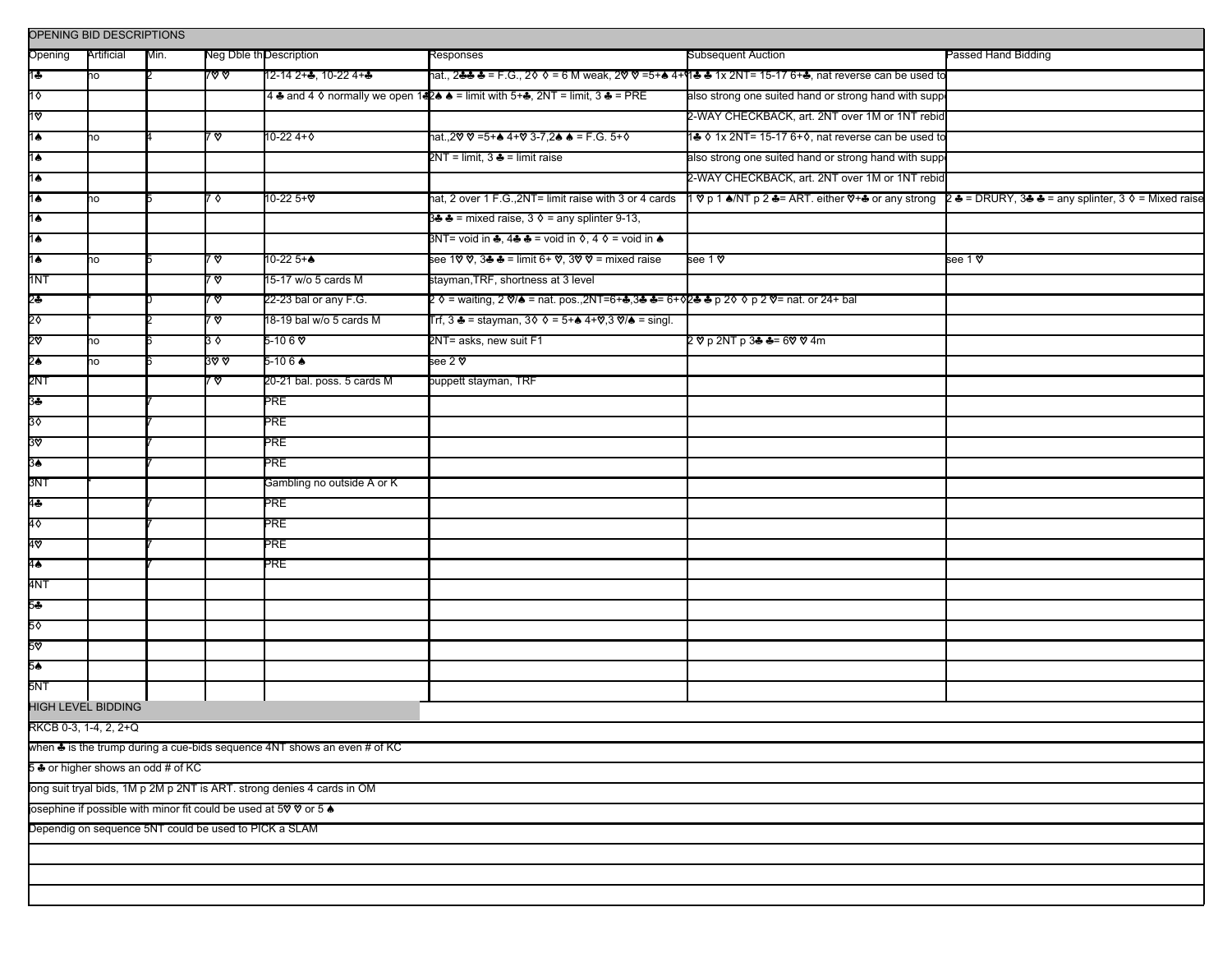## OPENING BID DESCRIPTIONS

| Opening | Artificial | Min. | Neg Dble thru | Description | Responses | Subsequent Auction | Passed Hand Bidding |
|---|---|---|---|---|---|---|---|
| 1♣ | no | 2 | 7♡ ♡ | 12-14 2+♣, 10-22 4+♣ | nat., 2♣♣ ♣ = F.G., 2◊ ◊ = 6 M weak, 2♡ ♡ =5+♠ 4+♡ | 1♣ ♣ 1x 2NT= 15-17 6+♣, nat reverse can be used to | |
| 1◊ | | | | 4 ♣ and 4 ◊ normally we open 1♣ | 2♠ ♠ = limit with 5+♣, 2NT = limit, 3 ♣ = PRE | also strong one suited hand or strong hand with supp | |
| 1♡ | | | | | | 2-WAY CHECKBACK, art. 2NT over 1M or 1NT rebid | |
| 1♠ | no | 4 | 7 ♡ | 10-22 4+◊ | nat.,2♡ ♡ =5+♠ 4+♡ 3-7,2♠ ♠ = F.G. 5+◊ | 1♣ ◊ 1x 2NT= 15-17 6+◊, nat reverse can be used to | |
| 1♠ | | | | | 2NT = limit, 3 ♣ = limit raise | also strong one suited hand or strong hand with supp | |
| 1♠ | | | | | | 2-WAY CHECKBACK, art. 2NT over 1M or 1NT rebid | |
| 1♠ | no | 5 | 7 ◊ | 10-22 5+♡ | nat, 2 over 1 F.G.,2NT= limit raise with 3 or 4 cards | 1 ♡ p 1 ♠/NT p 2 ♣= ART. either ♡+♣ or any strong | 2 ♣ = DRURY, 3♣ ♣ = any splinter, 3 ◊ = Mixed raise |
| 1♠ | | | | | 3♣ ♣ = mixed raise, 3 ◊ = any splinter 9-13, | | |
| 1♠ | | | | | 3NT= void in ♣, 4♣ ♣ = void in ◊, 4 ◊ = void in ♠ | | |
| 1♠ | no | 5 | 7 ♡ | 10-22 5+♠ | see 1♡ ♡, 3♣ ♣ = limit 6+ ♡, 3♡ ♡ = mixed raise | see 1 ♡ | see 1 ♡ |
| 1NT | | | 7 ♡ | 15-17 w/o 5 cards M | stayman,TRF, shortness at 3 level | | |
| 2♣ | * | 0 | 7 ♡ | 22-23 bal or any F.G. | 2 ◊ = waiting, 2 ♡/♠ = nat. pos.,2NT=6+♣,3♣ ♣= 6+◊ | 2♣ ♣ p 2◊ ◊ p 2 ♡= nat. or 24+ bal | |
| 2◊ | * | 2 | 7 ♡ | 18-19 bal w/o 5 cards M | Trf, 3 ♣ = stayman, 3◊ ◊ = 5+♠ 4+♡,3 ♡/♠ = singl. | | |
| 2♡ | no | 6 | 3 ◊ | 5-10 6 ♡ | 2NT= asks, new suit F1 | 2 ♡ p 2NT p 3♣ ♣= 6♡ ♡ 4m | |
| 2♠ | no | 6 | 3♡ ♡ | 5-10 6 ♠ | see 2 ♡ | | |
| 2NT | | | 7 ♡ | 20-21 bal. poss. 5 cards M | puppett stayman, TRF | | |
| 3♣ | | 7 | | PRE | | | |
| 3◊ | | 7 | | PRE | | | |
| 3♡ | | 7 | | PRE | | | |
| 3♠ | | 7 | | PRE | | | |
| 3NT | * | | | Gambling no outside A or K | | | |
| 4♣ | | 7 | | PRE | | | |
| 4◊ | | 7 | | PRE | | | |
| 4♡ | | 7 | | PRE | | | |
| 4♠ | | 7 | | PRE | | | |
| 4NT | | | | | | | |
| 5♣ | | | | | | | |
| 5◊ | | | | | | | |
| 5♡ | | | | | | | |
| 5♠ | | | | | | | |
| 5NT | | | | | | | |

## HIGH LEVEL BIDDING

RKCB 0-3, 1-4, 2, 2+Q

when ♣ is the trump during a cue-bids sequence 4NT shows an even # of KC

5 ♣ or higher shows an odd # of KC

long suit tryal bids, 1M p 2M p 2NT is ART. strong denies 4 cards in OM

josephine if possible with minor fit could be used at 5♡ ♡ or 5 ♠

Dependig on sequence 5NT could be used to PICK a SLAM